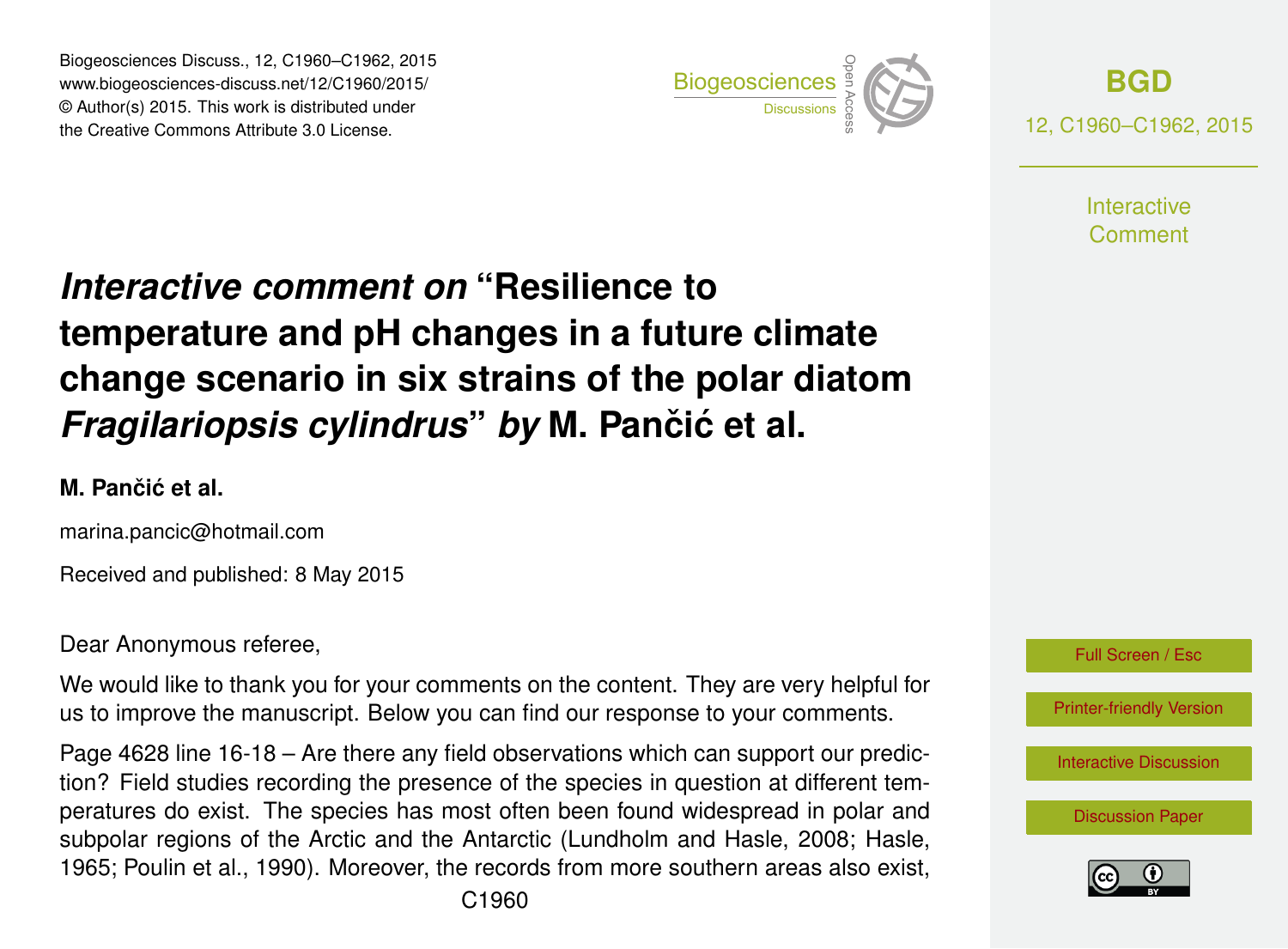# *Interactive comment on* "Resilience to temperature and pH changes in a future climate change scenario in six strains of the polar diatom *Fragilariopsis cylindrus*" *by* M. Pančić et al.

**M. Pančić et al.**

marina.pancic@hotmail.com

Received and published: 8 May 2015

Dear Anonymous referee,

We would like to thank you for your comments on the content. They are very helpful for us to improve the manuscript. Below you can find our response to your comments.

Page 4628 line 16-18 – Are there any field observations which can support our prediction? Field studies recording the presence of the species in question at different temperatures do exist. The species has most often been found widespread in polar and subpolar regions of the Arctic and the Antarctic (Lundholm and Hasle, 2008; Hasle, 1965; Poulin et al., 1990). Moreover, the records from more southern areas also exist,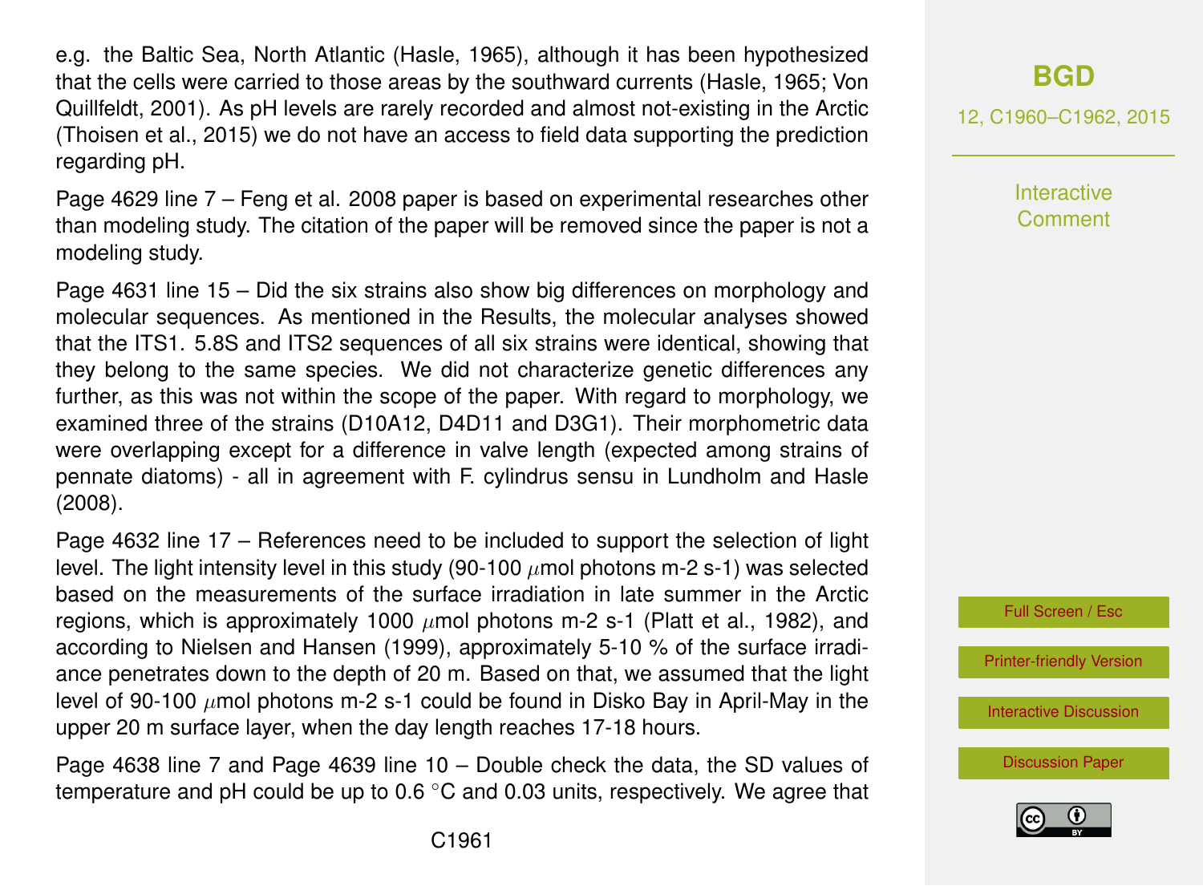e.g. the Baltic Sea, North Atlantic (Hasle, 1965), although it has been hypothesized that the cells were carried to those areas by the southward currents (Hasle, 1965; Von Quillfeldt, 2001). As pH levels are rarely recorded and almost not-existing in the Arctic (Thoisen et al., 2015) we do not have an access to field data supporting the prediction regarding pH.

Page 4629 line 7 – Feng et al. 2008 paper is based on experimental researches other than modeling study. The citation of the paper will be removed since the paper is not a modeling study.

Page 4631 line 15 – Did the six strains also show big differences on morphology and molecular sequences. As mentioned in the Results, the molecular analyses showed that the ITS1. 5.8S and ITS2 sequences of all six strains were identical, showing that they belong to the same species. We did not characterize genetic differences any further, as this was not within the scope of the paper. With regard to morphology, we examined three of the strains (D10A12, D4D11 and D3G1). Their morphometric data were overlapping except for a difference in valve length (expected among strains of pennate diatoms) - all in agreement with F. cylindrus sensu in Lundholm and Hasle (2008).

Page 4632 line 17 – References need to be included to support the selection of light level. The light intensity level in this study (90-100 $\mu$mol photons m-2 s-1) was selected based on the measurements of the surface irradiation in late summer in the Arctic regions, which is approximately 1000 $\mu$mol photons m-2 s-1 (Platt et al., 1982), and according to Nielsen and Hansen (1999), approximately 5-10 % of the surface irradiance penetrates down to the depth of 20 m. Based on that, we assumed that the light level of 90-100 $\mu$mol photons m-2 s-1 could be found in Disko Bay in April-May in the upper 20 m surface layer, when the day length reaches 17-18 hours.

Page 4638 line 7 and Page 4639 line 10 – Double check the data, the SD values of temperature and pH could be up to 0.6 °C and 0.03 units, respectively. We agree that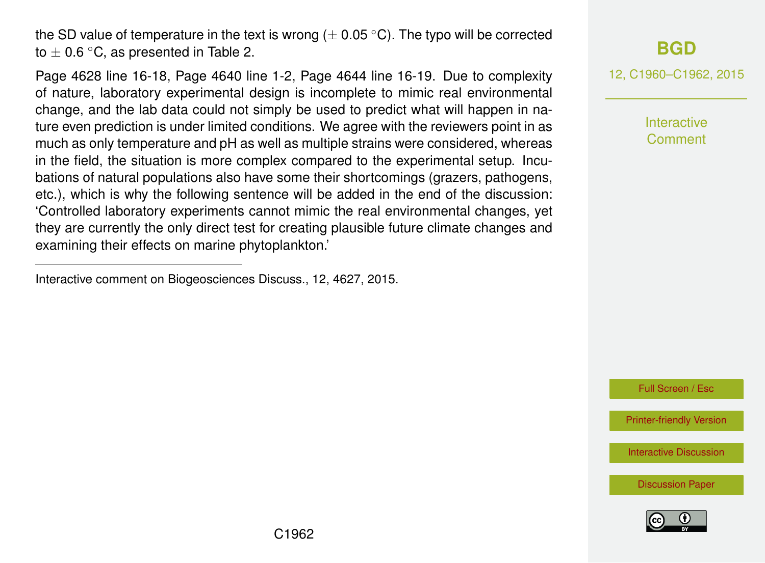the SD value of temperature in the text is wrong (± 0.05 °C). The typo will be corrected to ± 0.6 °C, as presented in Table 2.

Page 4628 line 16-18, Page 4640 line 1-2, Page 4644 line 16-19. Due to complexity of nature, laboratory experimental design is incomplete to mimic real environmental change, and the lab data could not simply be used to predict what will happen in nature even prediction is under limited conditions. We agree with the reviewers point in as much as only temperature and pH as well as multiple strains were considered, whereas in the field, the situation is more complex compared to the experimental setup. Incubations of natural populations also have some their shortcomings (grazers, pathogens, etc.), which is why the following sentence will be added in the end of the discussion: 'Controlled laboratory experiments cannot mimic the real environmental changes, yet they are currently the only direct test for creating plausible future climate changes and examining their effects on marine phytoplankton.'

---

Interactive comment on Biogeosciences Discuss., 12, 4627, 2015.